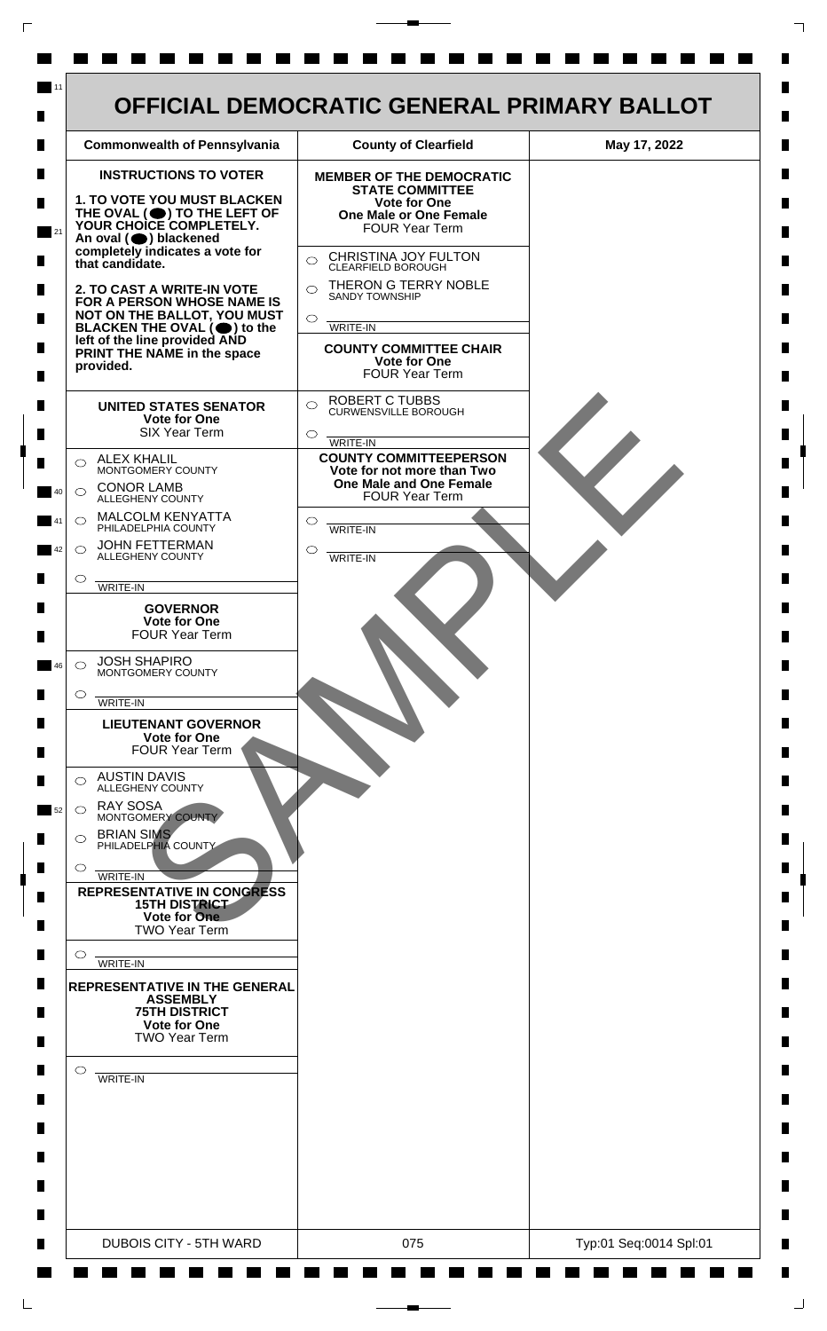# OFFICIAL DEMOCRATIC GENERAL PRIMARY BALLOT

| Commonwealth of Pennsylvania | County of Clearfield | May 17, 2022 |
|---|---|---|

**INSTRUCTIONS TO VOTER**

**1. TO VOTE YOU MUST BLACKEN THE OVAL (⬤) TO THE LEFT OF YOUR CHOICE COMPLETELY.** An oval (⬤) blackened completely indicates a vote for that candidate.

**2. TO CAST A WRITE-IN VOTE FOR A PERSON WHOSE NAME IS NOT ON THE BALLOT, YOU MUST BLACKEN THE OVAL (⬤) to the left of the line provided AND PRINT THE NAME in the space provided.**

**UNITED STATES SENATOR**
**Vote for One**
SIX Year Term

- ○ ALEX KHALIL — MONTGOMERY COUNTY
- ○ CONOR LAMB — ALLEGHENY COUNTY
- ○ MALCOLM KENYATTA — PHILADELPHIA COUNTY
- ○ JOHN FETTERMAN — ALLEGHENY COUNTY
- ○ ________ WRITE-IN

**GOVERNOR**
**Vote for One**
FOUR Year Term

- ○ JOSH SHAPIRO — MONTGOMERY COUNTY
- ○ ________ WRITE-IN

**LIEUTENANT GOVERNOR**
**Vote for One**
FOUR Year Term

- ○ AUSTIN DAVIS — ALLEGHENY COUNTY
- ○ RAY SOSA — MONTGOMERY COUNTY
- ○ BRIAN SIMS — PHILADELPHIA COUNTY
- ○ ________ WRITE-IN

**REPRESENTATIVE IN CONGRESS**
**15TH DISTRICT**
**Vote for One**
TWO Year Term

- ○ ________ WRITE-IN

**REPRESENTATIVE IN THE GENERAL ASSEMBLY**
**75TH DISTRICT**
**Vote for One**
TWO Year Term

- ○ ________ WRITE-IN

**MEMBER OF THE DEMOCRATIC STATE COMMITTEE**
**Vote for One**
**One Male or One Female**
FOUR Year Term

- ○ CHRISTINA JOY FULTON — CLEARFIELD BOROUGH
- ○ THERON G TERRY NOBLE — SANDY TOWNSHIP
- ○ ________ WRITE-IN

**COUNTY COMMITTEE CHAIR**
**Vote for One**
FOUR Year Term

- ○ ROBERT C TUBBS — CURWENSVILLE BOROUGH
- ○ ________ WRITE-IN

**COUNTY COMMITTEEPERSON**
**Vote for not more than Two**
**One Male and One Female**
FOUR Year Term

- ○ ________ WRITE-IN
- ○ ________ WRITE-IN

SAMPLE

| DUBOIS CITY - 5TH WARD | 075 | Typ:01 Seq:0014 Spl:01 |
|---|---|---|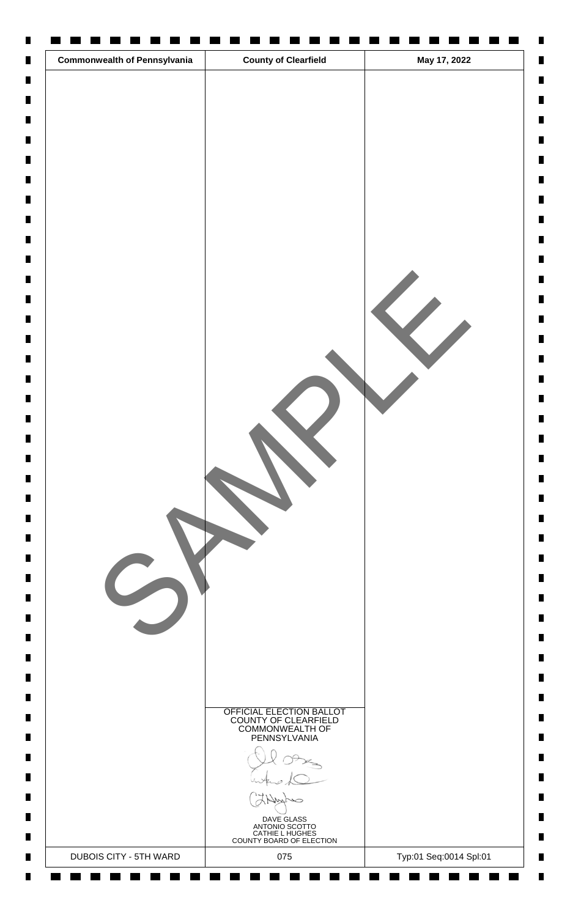| Commonwealth of Pennsylvania | County of Clearfield | May 17, 2022 |
| --- | --- | --- |
| | OFFICIAL ELECTION BALLOT<br>COUNTY OF CLEARFIELD<br>COMMONWEALTH OF PENNSYLVANIA<br><br>DAVE GLASS<br>ANTONIO SCOTTO<br>CATHIE L HUGHES<br>COUNTY BOARD OF ELECTION | |
| DUBOIS CITY - 5TH WARD | 075 | Typ:01 Seq:0014 Spl:01 |

SAMPLE